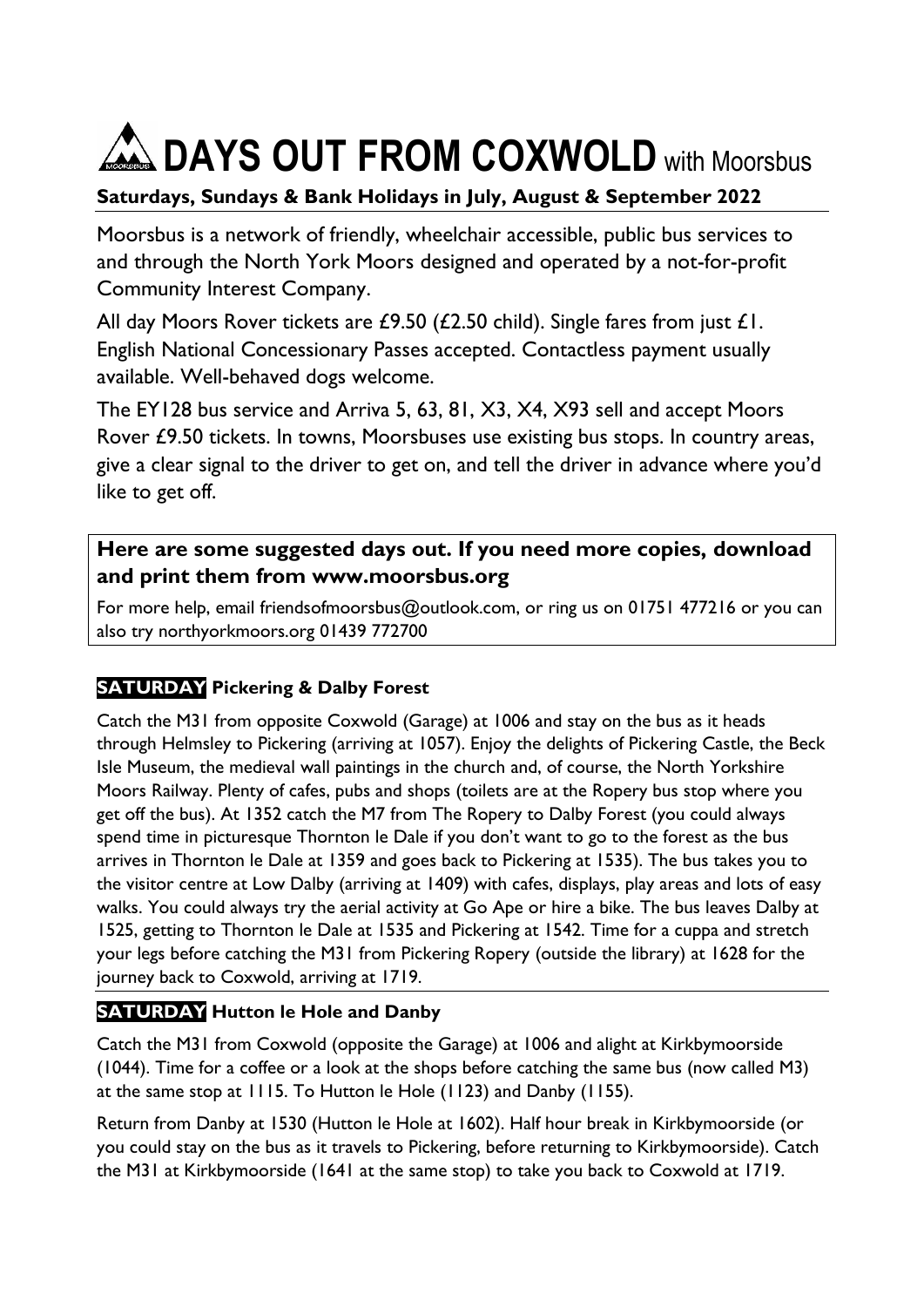# DAYS OUT FROM COXWOLD with Moorsbus

**Saturdays, Sundays & Bank Holidays in July, August & September 2022**

Moorsbus is a network of friendly, wheelchair accessible, public bus services to and through the North York Moors designed and operated by a not-for-profit Community Interest Company.

All day Moors Rover tickets are £9.50 (£2.50 child). Single fares from just £1. English National Concessionary Passes accepted. Contactless payment usually available. Well-behaved dogs welcome.

The EY128 bus service and Arriva 5, 63, 81, X3, X4, X93 sell and accept Moors Rover £9.50 tickets. In towns, Moorsbuses use existing bus stops. In country areas, give a clear signal to the driver to get on, and tell the driver in advance where you'd like to get off.

**Here are some suggested days out. If you need more copies, download and print them from www.moorsbus.org**

For more help, email friendsofmoorsbus@outlook.com, or ring us on 01751 477216 or you can also try northyorkmoors.org 01439 772700

### SATURDAY Pickering & Dalby Forest

Catch the M31 from opposite Coxwold (Garage) at 1006 and stay on the bus as it heads through Helmsley to Pickering (arriving at 1057). Enjoy the delights of Pickering Castle, the Beck Isle Museum, the medieval wall paintings in the church and, of course, the North Yorkshire Moors Railway. Plenty of cafes, pubs and shops (toilets are at the Ropery bus stop where you get off the bus). At 1352 catch the M7 from The Ropery to Dalby Forest (you could always spend time in picturesque Thornton le Dale if you don't want to go to the forest as the bus arrives in Thornton le Dale at 1359 and goes back to Pickering at 1535). The bus takes you to the visitor centre at Low Dalby (arriving at 1409) with cafes, displays, play areas and lots of easy walks. You could always try the aerial activity at Go Ape or hire a bike. The bus leaves Dalby at 1525, getting to Thornton le Dale at 1535 and Pickering at 1542. Time for a cuppa and stretch your legs before catching the M31 from Pickering Ropery (outside the library) at 1628 for the journey back to Coxwold, arriving at 1719.

### SATURDAY Hutton le Hole and Danby

Catch the M31 from Coxwold (opposite the Garage) at 1006 and alight at Kirkbymoorside (1044). Time for a coffee or a look at the shops before catching the same bus (now called M3) at the same stop at 1115. To Hutton le Hole (1123) and Danby (1155).

Return from Danby at 1530 (Hutton le Hole at 1602). Half hour break in Kirkbymoorside (or you could stay on the bus as it travels to Pickering, before returning to Kirkbymoorside). Catch the M31 at Kirkbymoorside (1641 at the same stop) to take you back to Coxwold at 1719.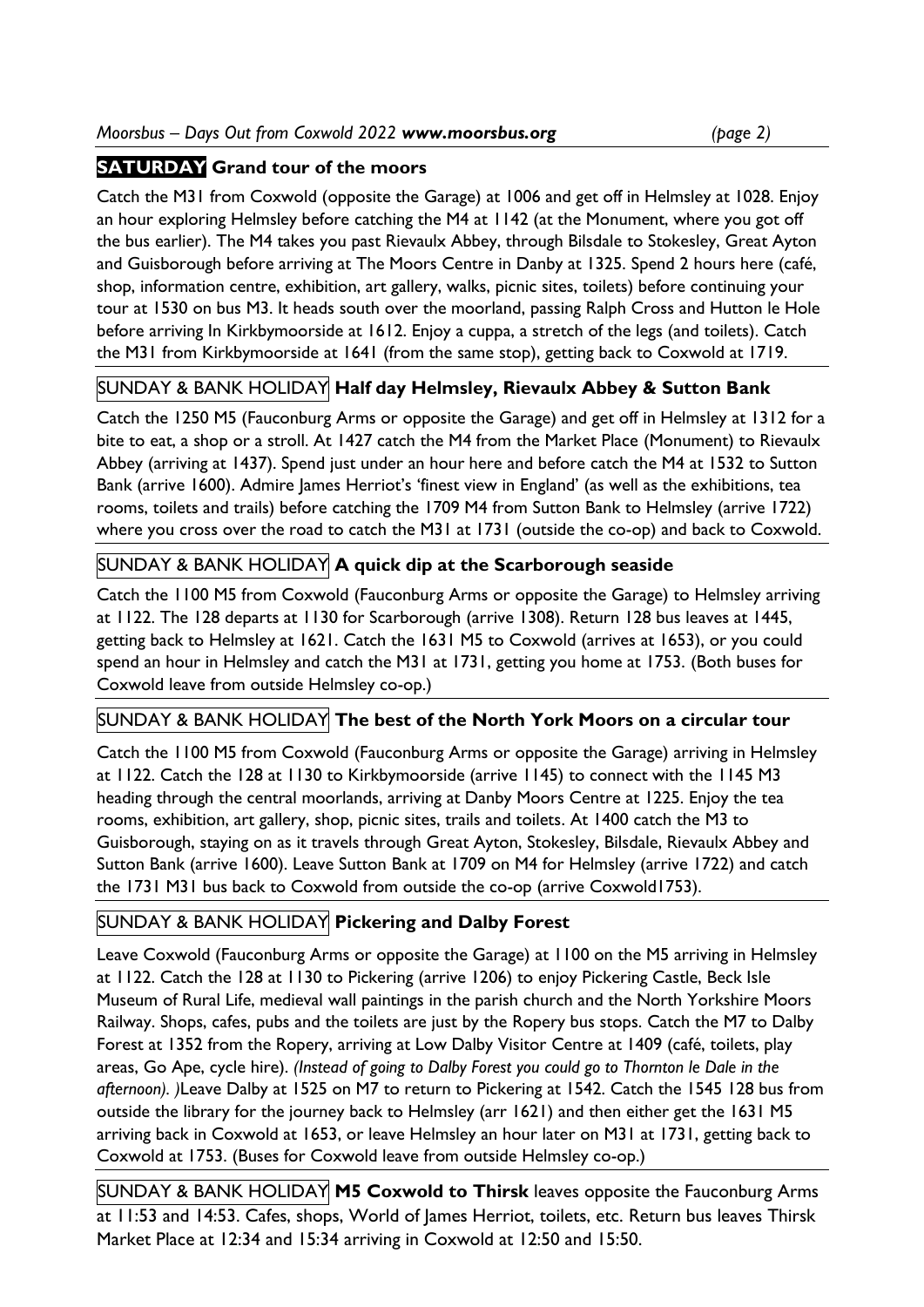## **SATURDAY** Grand tour of the moors

Catch the M31 from Coxwold (opposite the Garage) at 1006 and get off in Helmsley at 1028. Enjoy an hour exploring Helmsley before catching the M4 at 1142 (at the Monument, where you got off the bus earlier). The M4 takes you past Rievaulx Abbey, through Bilsdale to Stokesley, Great Ayton and Guisborough before arriving at The Moors Centre in Danby at 1325. Spend 2 hours here (café, shop, information centre, exhibition, art gallery, walks, picnic sites, toilets) before continuing your tour at 1530 on bus M3. It heads south over the moorland, passing Ralph Cross and Hutton le Hole before arriving In Kirkbymoorside at 1612. Enjoy a cuppa, a stretch of the legs (and toilets). Catch the M31 from Kirkbymoorside at 1641 (from the same stop), getting back to Coxwold at 1719.

## SUNDAY & BANK HOLIDAY **Half day Helmsley, Rievaulx Abbey & Sutton Bank**

Catch the 1250 M5 (Fauconburg Arms or opposite the Garage) and get off in Helmsley at 1312 for a bite to eat, a shop or a stroll. At 1427 catch the M4 from the Market Place (Monument) to Rievaulx Abbey (arriving at 1437). Spend just under an hour here and before catch the M4 at 1532 to Sutton Bank (arrive 1600). Admire James Herriot's 'finest view in England' (as well as the exhibitions, tea rooms, toilets and trails) before catching the 1709 M4 from Sutton Bank to Helmsley (arrive 1722) where you cross over the road to catch the M31 at 1731 (outside the co-op) and back to Coxwold.

## SUNDAY & BANK HOLIDAY **A quick dip at the Scarborough seaside**

Catch the 1100 M5 from Coxwold (Fauconburg Arms or opposite the Garage) to Helmsley arriving at 1122. The 128 departs at 1130 for Scarborough (arrive 1308). Return 128 bus leaves at 1445, getting back to Helmsley at 1621. Catch the 1631 M5 to Coxwold (arrives at 1653), or you could spend an hour in Helmsley and catch the M31 at 1731, getting you home at 1753. (Both buses for Coxwold leave from outside Helmsley co-op.)

## SUNDAY & BANK HOLIDAY **The best of the North York Moors on a circular tour**

Catch the 1100 M5 from Coxwold (Fauconburg Arms or opposite the Garage) arriving in Helmsley at 1122. Catch the 128 at 1130 to Kirkbymoorside (arrive 1145) to connect with the 1145 M3 heading through the central moorlands, arriving at Danby Moors Centre at 1225. Enjoy the tea rooms, exhibition, art gallery, shop, picnic sites, trails and toilets. At 1400 catch the M3 to Guisborough, staying on as it travels through Great Ayton, Stokesley, Bilsdale, Rievaulx Abbey and Sutton Bank (arrive 1600). Leave Sutton Bank at 1709 on M4 for Helmsley (arrive 1722) and catch the 1731 M31 bus back to Coxwold from outside the co-op (arrive Coxwold1753).

## SUNDAY & BANK HOLIDAY **Pickering and Dalby Forest**

Leave Coxwold (Fauconburg Arms or opposite the Garage) at 1100 on the M5 arriving in Helmsley at 1122. Catch the 128 at 1130 to Pickering (arrive 1206) to enjoy Pickering Castle, Beck Isle Museum of Rural Life, medieval wall paintings in the parish church and the North Yorkshire Moors Railway. Shops, cafes, pubs and the toilets are just by the Ropery bus stops. Catch the M7 to Dalby Forest at 1352 from the Ropery, arriving at Low Dalby Visitor Centre at 1409 (café, toilets, play areas, Go Ape, cycle hire). *(Instead of going to Dalby Forest you could go to Thornton le Dale in the afternoon). )*Leave Dalby at 1525 on M7 to return to Pickering at 1542. Catch the 1545 128 bus from outside the library for the journey back to Helmsley (arr 1621) and then either get the 1631 M5 arriving back in Coxwold at 1653, or leave Helmsley an hour later on M31 at 1731, getting back to Coxwold at 1753. (Buses for Coxwold leave from outside Helmsley co-op.)

SUNDAY & BANK HOLIDAY **M5 Coxwold to Thirsk** leaves opposite the Fauconburg Arms at 11:53 and 14:53. Cafes, shops, World of James Herriot, toilets, etc. Return bus leaves Thirsk Market Place at 12:34 and 15:34 arriving in Coxwold at 12:50 and 15:50.